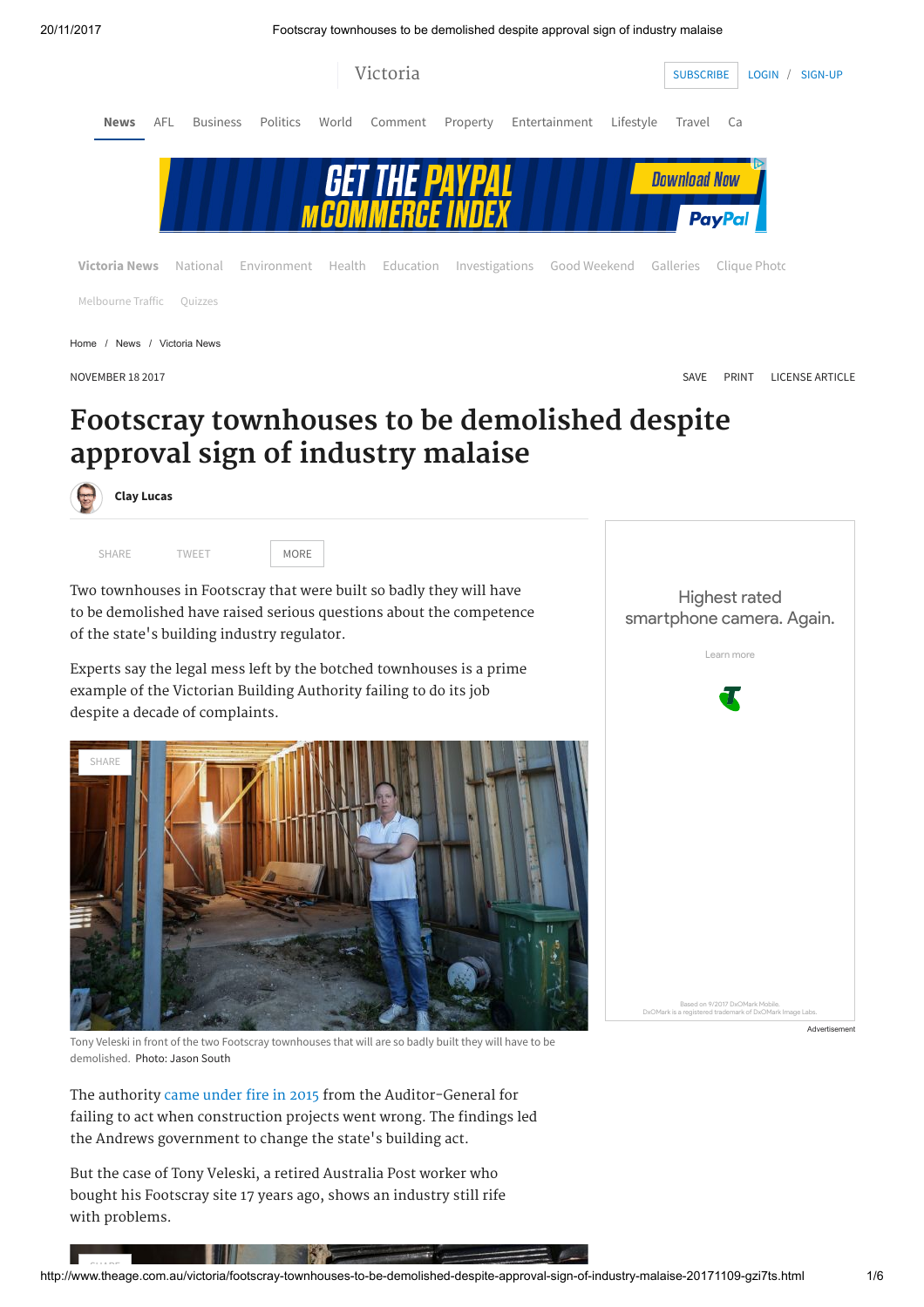# Footscray townhouses to be demolished despite approval sign of industry malaise

Clay Lucas

NOVEMBER 18 2017

Two townhouses in Footscray that were built so badly they will have to be demolished have raised serious questions about the competence of the state's building industry regulator.

Experts say the legal mess left by the botched townhouses is a prime example of the Victorian Building Authority failing to do its job despite a decade of complaints.

Tony Veleski in front of the two Footscray townhouses that will are so badly built they will have to be demolished. Photo: Jason South

The authority came under fire in 2015 from the Auditor-General for failing to act when construction projects went wrong. The findings led the Andrews government to change the state's building act.

But the case of Tony Veleski, a retired Australia Post worker who bought his Footscray site 17 years ago, shows an industry still rife with problems.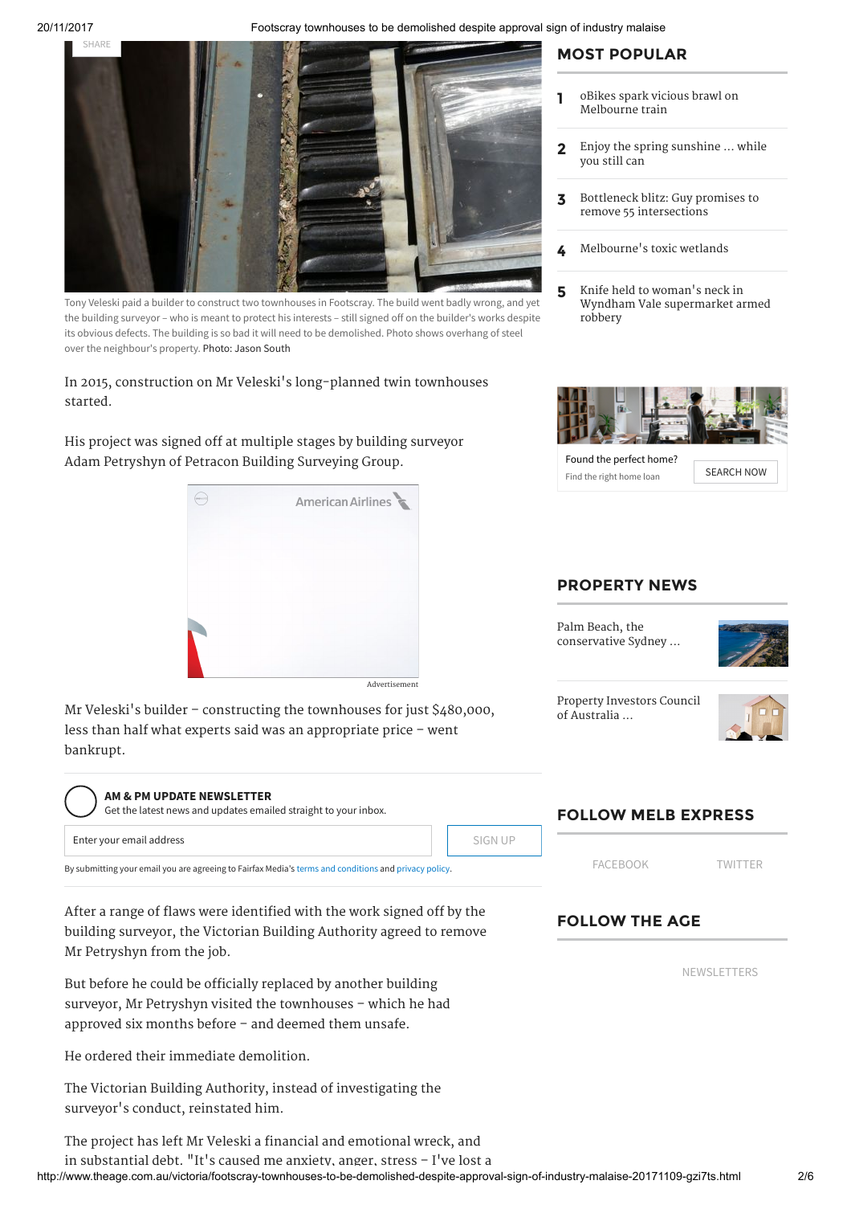Tony Veleski paid a builder to construct two townhouses in Footscray. The build went badly wrong, and yet the building surveyor – who is meant to protect his interests – still signed off on the builder's works despite its obvious defects. The building is so bad it will need to be demolished. Photo shows overhang of steel over the neighbour's property. Photo: Jason South

In 2015, construction on Mr Veleski's long-planned twin townhouses started.

His project was signed off at multiple stages by building surveyor Adam Petryshyn of Petracon Building Surveying Group.

Mr Veleski's builder – constructing the townhouses for just $480,000, less than half what experts said was an appropriate price – went bankrupt.

After a range of flaws were identified with the work signed off by the building surveyor, the Victorian Building Authority agreed to remove Mr Petryshyn from the job.

But before he could be officially replaced by another building surveyor, Mr Petryshyn visited the townhouses – which he had approved six months before – and deemed them unsafe.

He ordered their immediate demolition.

The Victorian Building Authority, instead of investigating the surveyor's conduct, reinstated him.

The project has left Mr Veleski a financial and emotional wreck, and in substantial debt. "It's caused me anxiety, anger, stress – I've lost a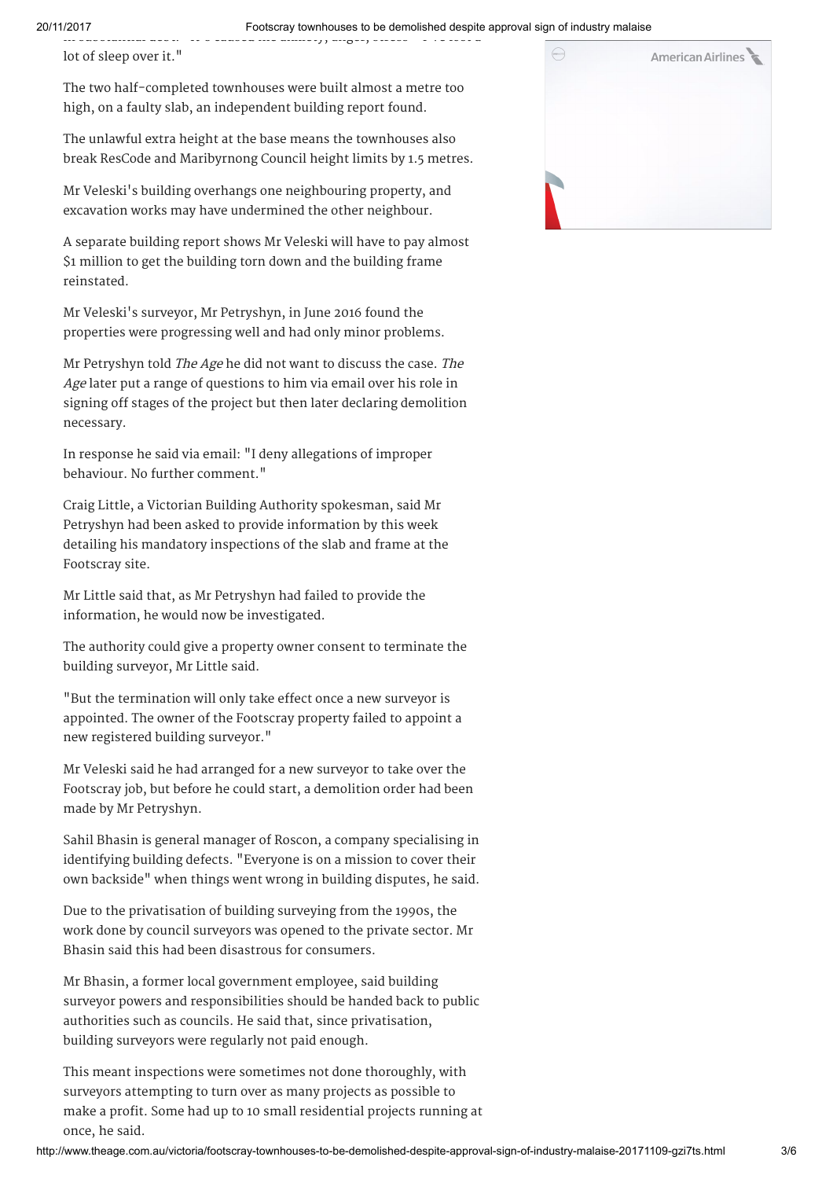lot of sleep over it."

The two half-completed townhouses were built almost a metre too high, on a faulty slab, an independent building report found.

The unlawful extra height at the base means the townhouses also break ResCode and Maribyrnong Council height limits by 1.5 metres.

Mr Veleski's building overhangs one neighbouring property, and excavation works may have undermined the other neighbour.

A separate building report shows Mr Veleski will have to pay almost $1 million to get the building torn down and the building frame reinstated.

Mr Veleski's surveyor, Mr Petryshyn, in June 2016 found the properties were progressing well and had only minor problems.

Mr Petryshyn told *The Age* he did not want to discuss the case. *The Age* later put a range of questions to him via email over his role in signing off stages of the project but then later declaring demolition necessary.

In response he said via email: "I deny allegations of improper behaviour. No further comment."

Craig Little, a Victorian Building Authority spokesman, said Mr Petryshyn had been asked to provide information by this week detailing his mandatory inspections of the slab and frame at the Footscray site.

Mr Little said that, as Mr Petryshyn had failed to provide the information, he would now be investigated.

The authority could give a property owner consent to terminate the building surveyor, Mr Little said.

"But the termination will only take effect once a new surveyor is appointed. The owner of the Footscray property failed to appoint a new registered building surveyor."

Mr Veleski said he had arranged for a new surveyor to take over the Footscray job, but before he could start, a demolition order had been made by Mr Petryshyn.

Sahil Bhasin is general manager of Roscon, a company specialising in identifying building defects. "Everyone is on a mission to cover their own backside" when things went wrong in building disputes, he said.

Due to the privatisation of building surveying from the 1990s, the work done by council surveyors was opened to the private sector. Mr Bhasin said this had been disastrous for consumers.

Mr Bhasin, a former local government employee, said building surveyor powers and responsibilities should be handed back to public authorities such as councils. He said that, since privatisation, building surveyors were regularly not paid enough.

This meant inspections were sometimes not done thoroughly, with surveyors attempting to turn over as many projects as possible to make a profit. Some had up to 10 small residential projects running at once, he said.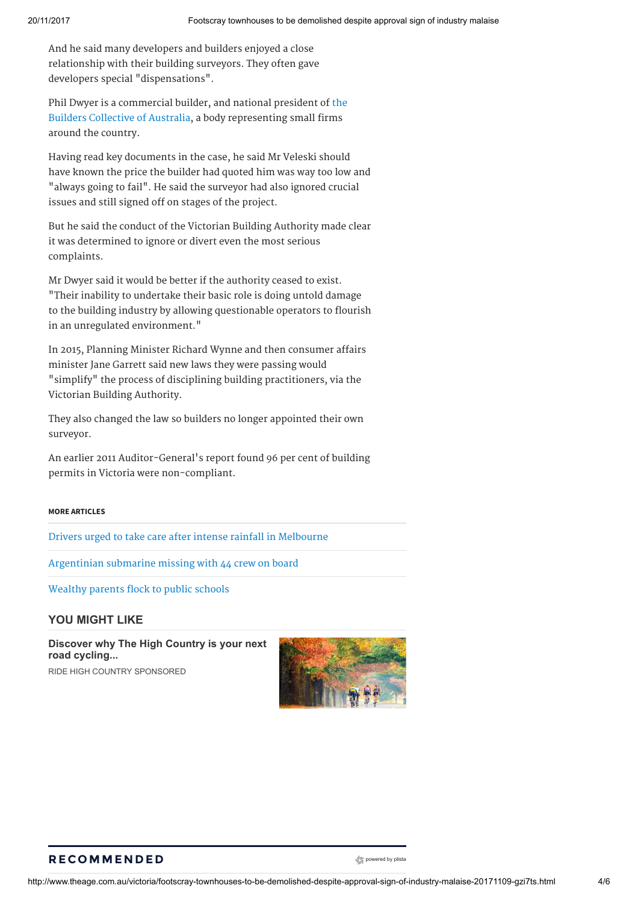And he said many developers and builders enjoyed a close relationship with their building surveyors. They often gave developers special "dispensations".

Phil Dwyer is a commercial builder, and national president of the Builders Collective of Australia, a body representing small firms around the country.

Having read key documents in the case, he said Mr Veleski should have known the price the builder had quoted him was way too low and "always going to fail". He said the surveyor had also ignored crucial issues and still signed off on stages of the project.

But he said the conduct of the Victorian Building Authority made clear it was determined to ignore or divert even the most serious complaints.

Mr Dwyer said it would be better if the authority ceased to exist. "Their inability to undertake their basic role is doing untold damage to the building industry by allowing questionable operators to flourish in an unregulated environment."

In 2015, Planning Minister Richard Wynne and then consumer affairs minister Jane Garrett said new laws they were passing would "simplify" the process of disciplining building practitioners, via the Victorian Building Authority.

They also changed the law so builders no longer appointed their own surveyor.

An earlier 2011 Auditor-General's report found 96 per cent of building permits in Victoria were non-compliant.

**MORE ARTICLES**

- Drivers urged to take care after intense rainfall in Melbourne
- Argentinian submarine missing with 44 crew on board
- Wealthy parents flock to public schools

## YOU MIGHT LIKE

**Discover why The High Country is your next road cycling...**

RIDE HIGH COUNTRY SPONSORED

## RECOMMENDED

powered by plista